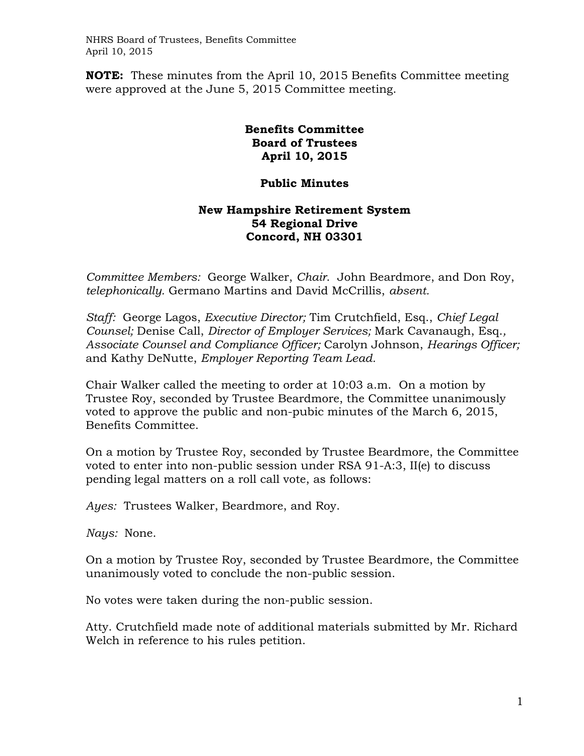**NOTE:** These minutes from the April 10, 2015 Benefits Committee meeting were approved at the June 5, 2015 Committee meeting.

# Benefits Committee
# Board of Trustees
# April 10, 2015

## Public Minutes

### New Hampshire Retirement System
### 54 Regional Drive
### Concord, NH 03301

*Committee Members:* George Walker, *Chair.* John Beardmore, and Don Roy, *telephonically.* Germano Martins and David McCrillis, *absent.*

*Staff:* George Lagos, *Executive Director;* Tim Crutchfield, Esq., *Chief Legal Counsel;* Denise Call, *Director of Employer Services;* Mark Cavanaugh, Esq., *Associate Counsel and Compliance Officer;* Carolyn Johnson, *Hearings Officer;* and Kathy DeNutte, *Employer Reporting Team Lead.*

Chair Walker called the meeting to order at 10:03 a.m. On a motion by Trustee Roy, seconded by Trustee Beardmore, the Committee unanimously voted to approve the public and non-pubic minutes of the March 6, 2015, Benefits Committee.

On a motion by Trustee Roy, seconded by Trustee Beardmore, the Committee voted to enter into non-public session under RSA 91-A:3, II(e) to discuss pending legal matters on a roll call vote, as follows:

*Ayes:* Trustees Walker, Beardmore, and Roy.

*Nays:* None.

On a motion by Trustee Roy, seconded by Trustee Beardmore, the Committee unanimously voted to conclude the non-public session.

No votes were taken during the non-public session.

Atty. Crutchfield made note of additional materials submitted by Mr. Richard Welch in reference to his rules petition.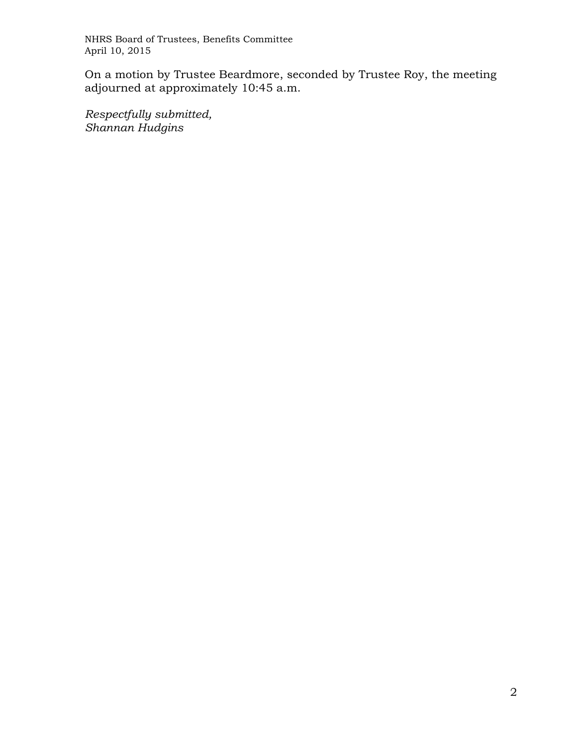On a motion by Trustee Beardmore, seconded by Trustee Roy, the meeting adjourned at approximately 10:45 a.m.

*Respectfully submitted,*
*Shannan Hudgins*